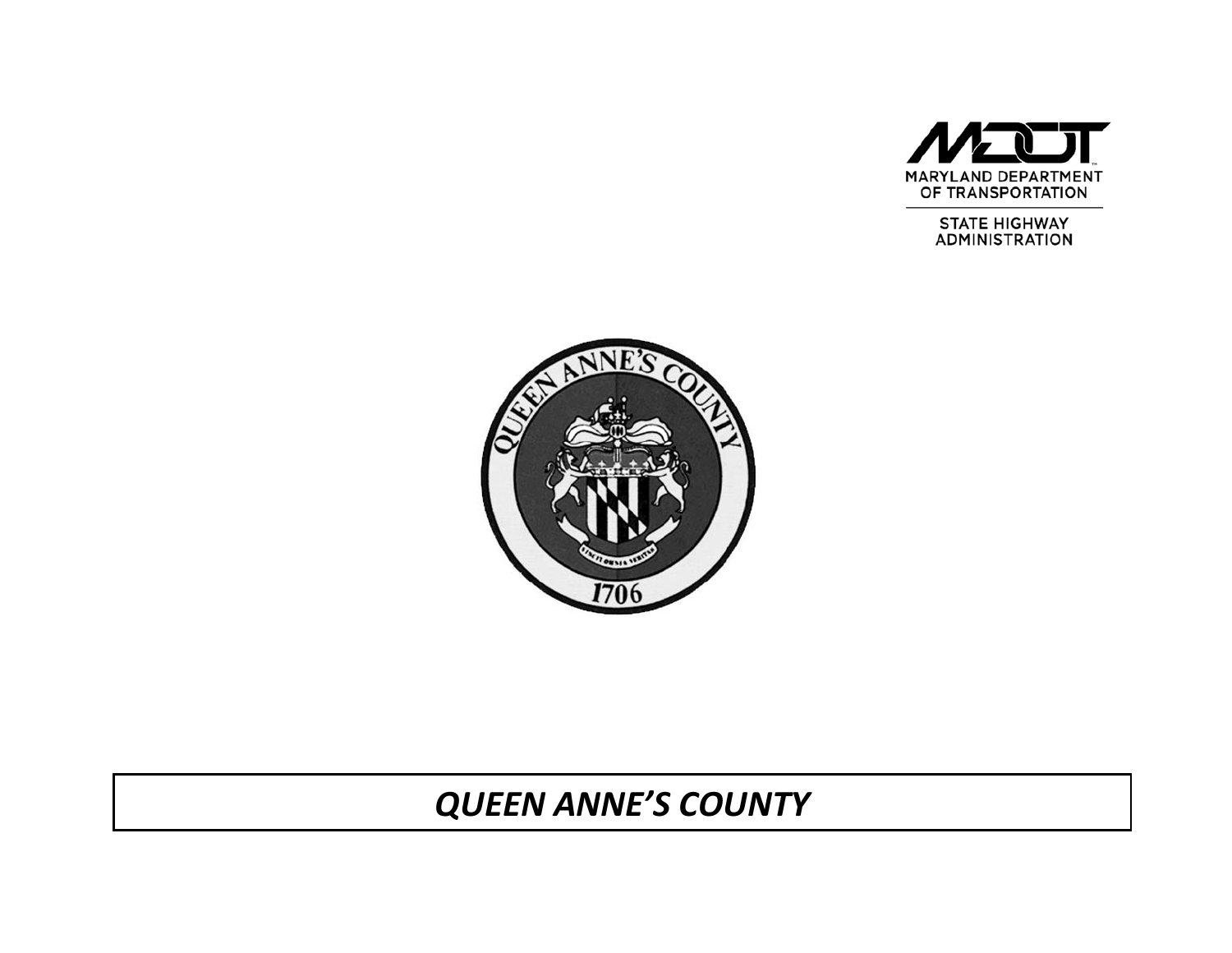MARYLAND DEPARTMENT OF TRANSPORTATION

STATE HIGHWAY ADMINISTRATION

# *QUEEN ANNE'S COUNTY*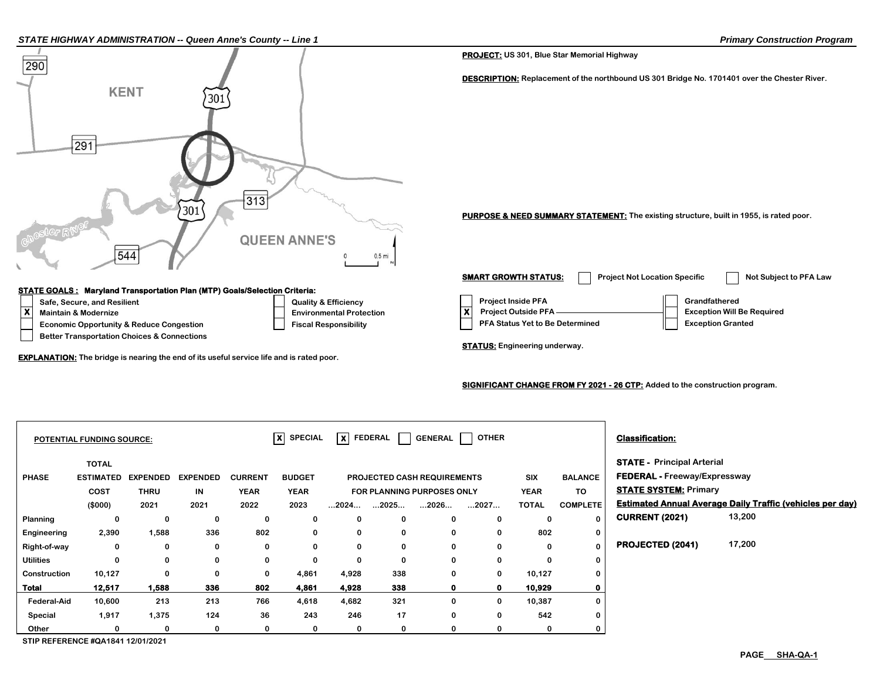*STATE HIGHWAY ADMINISTRATION -- Queen Anne's County -- Line 1*

*Primary Construction Program*

**PROJECT:** US 301, Blue Star Memorial Highway

**DESCRIPTION:** Replacement of the northbound US 301 Bridge No. 1701401 over the Chester River.

**PURPOSE & NEED SUMMARY STATEMENT:** The existing structure, built in 1955, is rated poor.

**SMART GROWTH STATUS:**
- [ ] Project Not Location Specific
- [ ] Not Subject to PFA Law
- [ ] Project Inside PFA
- [x] Project Outside PFA
- [ ] PFA Status Yet to Be Determined
- [ ] Grandfathered
- [ ] Exception Will Be Required
- [ ] Exception Granted

**STATUS:** Engineering underway.

**SIGNIFICANT CHANGE FROM FY 2021 - 26 CTP:** Added to the construction program.

**STATE GOALS : Maryland Transportation Plan (MTP) Goals/Selection Criteria:**
- [ ] Safe, Secure, and Resilient
- [x] Maintain & Modernize
- [ ] Economic Opportunity & Reduce Congestion
- [ ] Better Transportation Choices & Connections
- [ ] Quality & Efficiency
- [ ] Environmental Protection
- [ ] Fiscal Responsibility

**EXPLANATION:** The bridge is nearing the end of its useful service life and is rated poor.

**POTENTIAL FUNDING SOURCE:** [X] SPECIAL [X] FEDERAL [ ] GENERAL [ ] OTHER

| PHASE | TOTAL ESTIMATED COST ($000) | EXPENDED THRU 2021 | EXPENDED IN 2021 | CURRENT YEAR 2022 | BUDGET YEAR 2023 | PROJECTED CASH REQUIREMENTS FOR PLANNING PURPOSES ONLY ...2024... | ...2025... | ...2026... | ...2027... | SIX YEAR TOTAL | BALANCE TO COMPLETE |
|---|---|---|---|---|---|---|---|---|---|---|---|
| Planning | 0 | 0 | 0 | 0 | 0 | 0 | 0 | 0 | 0 | 0 | 0 |
| Engineering | 2,390 | 1,588 | 336 | 802 | 0 | 0 | 0 | 0 | 0 | 802 | 0 |
| Right-of-way | 0 | 0 | 0 | 0 | 0 | 0 | 0 | 0 | 0 | 0 | 0 |
| Utilities | 0 | 0 | 0 | 0 | 0 | 0 | 0 | 0 | 0 | 0 | 0 |
| Construction | 10,127 | 0 | 0 | 0 | 4,861 | 4,928 | 338 | 0 | 0 | 10,127 | 0 |
| **Total** | **12,517** | **1,588** | **336** | **802** | **4,861** | **4,928** | **338** | **0** | **0** | **10,929** | **0** |
| Federal-Aid | 10,600 | 213 | 213 | 766 | 4,618 | 4,682 | 321 | 0 | 0 | 10,387 | 0 |
| Special | 1,917 | 1,375 | 124 | 36 | 243 | 246 | 17 | 0 | 0 | 542 | 0 |
| Other | 0 | 0 | 0 | 0 | 0 | 0 | 0 | 0 | 0 | 0 | 0 |

**Classification:**

**STATE -** Principal Arterial

**FEDERAL -** Freeway/Expressway

**STATE SYSTEM:** Primary

**Estimated Annual Average Daily Traffic (vehicles per day)**

**CURRENT (2021)** 13,200

**PROJECTED (2041)** 17,200

STIP REFERENCE #QA1841 12/01/2021

PAGE SHA-QA-1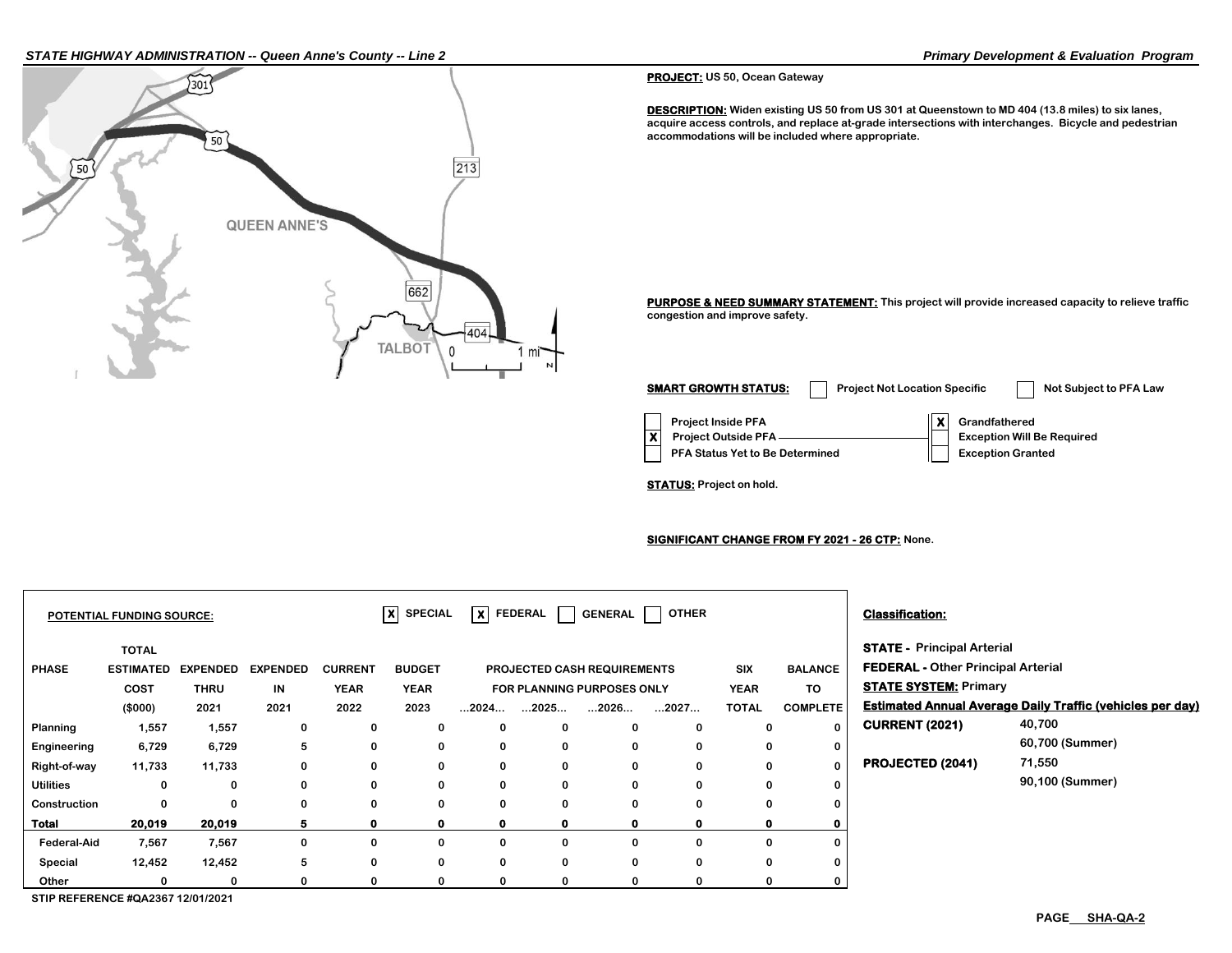STATE HIGHWAY ADMINISTRATION -- Queen Anne's County -- Line 2

Primary Development & Evaluation Program

**PROJECT:** US 50, Ocean Gateway

**DESCRIPTION:** Widen existing US 50 from US 301 at Queenstown to MD 404 (13.8 miles) to six lanes, acquire access controls, and replace at-grade intersections with interchanges. Bicycle and pedestrian accommodations will be included where appropriate.

**PURPOSE & NEED SUMMARY STATEMENT:** This project will provide increased capacity to relieve traffic congestion and improve safety.

**SMART GROWTH STATUS:** [ ] Project Not Location Specific [ ] Not Subject to PFA Law

- [ ] Project Inside PFA
- [X] Project Outside PFA
- [ ] PFA Status Yet to Be Determined

- [X] Grandfathered
- [ ] Exception Will Be Required
- [ ] Exception Granted

**STATUS:** Project on hold.

**SIGNIFICANT CHANGE FROM FY 2021 - 26 CTP:** None.

**POTENTIAL FUNDING SOURCE:** [X] SPECIAL [X] FEDERAL [ ] GENERAL [ ] OTHER

| PHASE | TOTAL ESTIMATED COST ($000) | EXPENDED THRU 2021 | EXPENDED IN 2021 | CURRENT YEAR 2022 | BUDGET YEAR 2023 | PROJECTED CASH REQUIREMENTS FOR PLANNING PURPOSES ONLY ...2024... | ...2025... | ...2026... | ...2027... | SIX YEAR TOTAL | BALANCE TO COMPLETE |
|---|---|---|---|---|---|---|---|---|---|---|---|
| Planning | 1,557 | 1,557 | 0 | 0 | 0 | 0 | 0 | 0 | 0 | 0 | 0 |
| Engineering | 6,729 | 6,729 | 5 | 0 | 0 | 0 | 0 | 0 | 0 | 0 | 0 |
| Right-of-way | 11,733 | 11,733 | 0 | 0 | 0 | 0 | 0 | 0 | 0 | 0 | 0 |
| Utilities | 0 | 0 | 0 | 0 | 0 | 0 | 0 | 0 | 0 | 0 | 0 |
| Construction | 0 | 0 | 0 | 0 | 0 | 0 | 0 | 0 | 0 | 0 | 0 |
| **Total** | **20,019** | **20,019** | **5** | **0** | **0** | **0** | **0** | **0** | **0** | **0** | **0** |
| Federal-Aid | 7,567 | 7,567 | 0 | 0 | 0 | 0 | 0 | 0 | 0 | 0 | 0 |
| Special | 12,452 | 12,452 | 5 | 0 | 0 | 0 | 0 | 0 | 0 | 0 | 0 |
| Other | 0 | 0 | 0 | 0 | 0 | 0 | 0 | 0 | 0 | 0 | 0 |

STIP REFERENCE #QA2367 12/01/2021

**Classification:**

**STATE -** Principal Arterial
**FEDERAL -** Other Principal Arterial
**STATE SYSTEM:** Primary

**Estimated Annual Average Daily Traffic (vehicles per day)**

| | |
|---|---|
| **CURRENT (2021)** | 40,700 |
| | 60,700 (Summer) |
| **PROJECTED (2041)** | 71,550 |
| | 90,100 (Summer) |

PAGE SHA-QA-2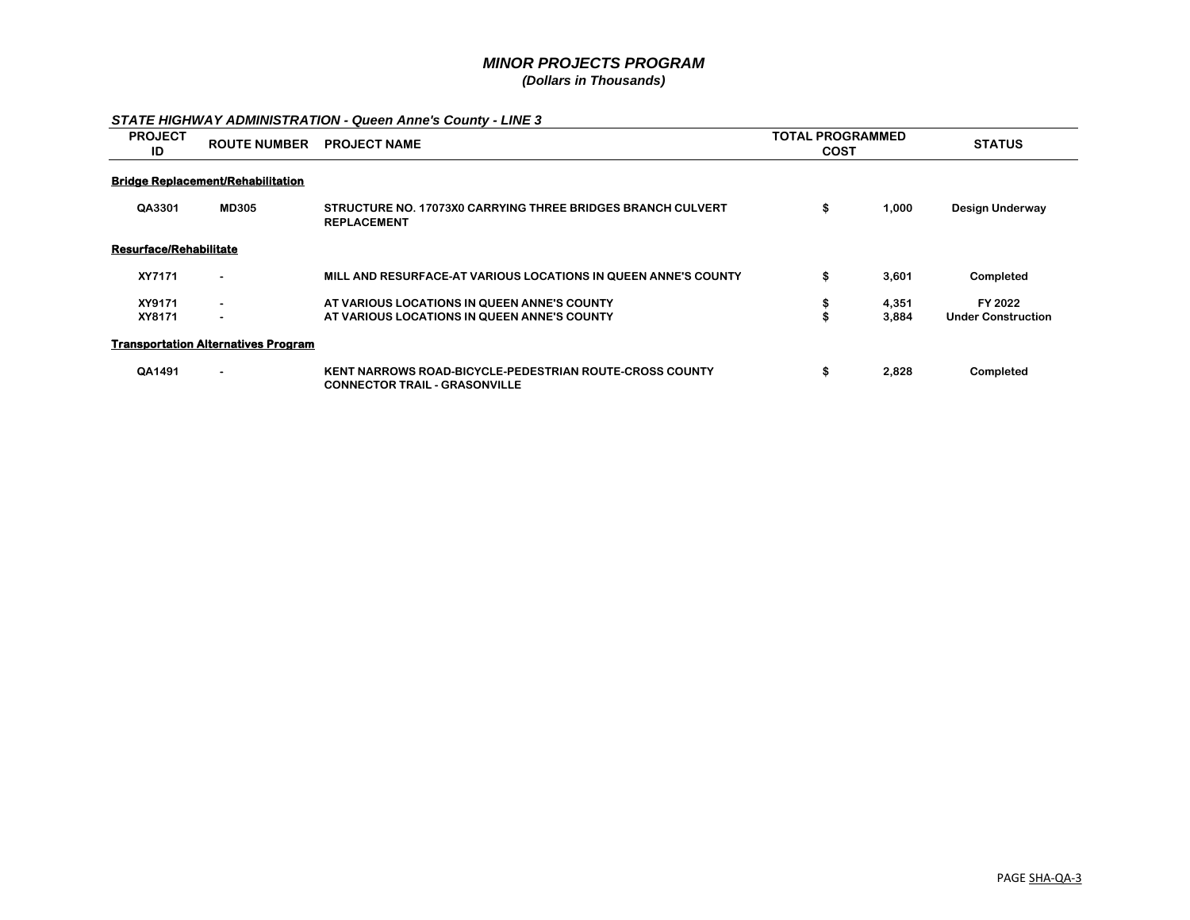# *MINOR PROJECTS PROGRAM*

***(Dollars in Thousands)***

## *STATE HIGHWAY ADMINISTRATION - Queen Anne's County - LINE 3*

| PROJECT ID | ROUTE NUMBER | PROJECT NAME | TOTAL PROGRAMMED COST | | STATUS |
|---|---|---|---|---|---|
| **Bridge Replacement/Rehabilitation** | | | | | |
| QA3301 | MD305 | STRUCTURE NO. 17073X0 CARRYING THREE BRIDGES BRANCH CULVERT REPLACEMENT | $ | 1,000 | Design Underway |
| **Resurface/Rehabilitate** | | | | | |
| XY7171 | - | MILL AND RESURFACE-AT VARIOUS LOCATIONS IN QUEEN ANNE'S COUNTY | $ | 3,601 | Completed |
| XY9171 | - | AT VARIOUS LOCATIONS IN QUEEN ANNE'S COUNTY | $ | 4,351 | FY 2022 |
| XY8171 | - | AT VARIOUS LOCATIONS IN QUEEN ANNE'S COUNTY | $ | 3,884 | Under Construction |
| **Transportation Alternatives Program** | | | | | |
| QA1491 | - | KENT NARROWS ROAD-BICYCLE-PEDESTRIAN ROUTE-CROSS COUNTY CONNECTOR TRAIL - GRASONVILLE | $ | 2,828 | Completed |